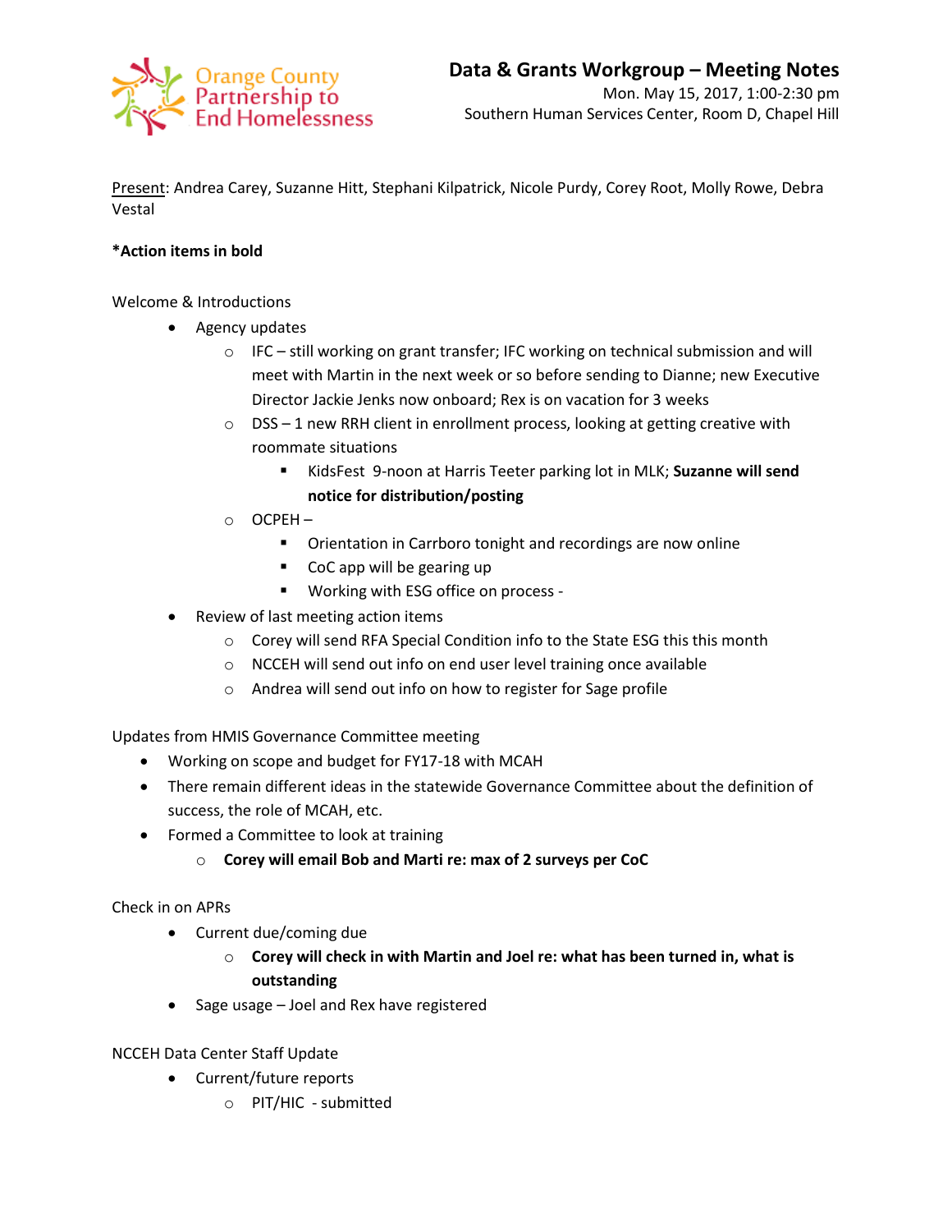Orange County Partnership to End Homelessness

# Data & Grants Workgroup – Meeting Notes

Mon. May 15, 2017, 1:00-2:30 pm
Southern Human Services Center, Room D, Chapel Hill

Present: Andrea Carey, Suzanne Hitt, Stephani Kilpatrick, Nicole Purdy, Corey Root, Molly Rowe, Debra Vestal

***Action items in bold**

Welcome & Introductions

- Agency updates
  - IFC – still working on grant transfer; IFC working on technical submission and will meet with Martin in the next week or so before sending to Dianne; new Executive Director Jackie Jenks now onboard; Rex is on vacation for 3 weeks
  - DSS – 1 new RRH client in enrollment process, looking at getting creative with roommate situations
    - KidsFest 9-noon at Harris Teeter parking lot in MLK; **Suzanne will send notice for distribution/posting**
  - OCPEH –
    - Orientation in Carrboro tonight and recordings are now online
    - CoC app will be gearing up
    - Working with ESG office on process -
- Review of last meeting action items
  - Corey will send RFA Special Condition info to the State ESG this this month
  - NCCEH will send out info on end user level training once available
  - Andrea will send out info on how to register for Sage profile

Updates from HMIS Governance Committee meeting

- Working on scope and budget for FY17-18 with MCAH
- There remain different ideas in the statewide Governance Committee about the definition of success, the role of MCAH, etc.
- Formed a Committee to look at training
  - **Corey will email Bob and Marti re: max of 2 surveys per CoC**

Check in on APRs

- Current due/coming due
  - **Corey will check in with Martin and Joel re: what has been turned in, what is outstanding**
- Sage usage – Joel and Rex have registered

NCCEH Data Center Staff Update

- Current/future reports
  - PIT/HIC - submitted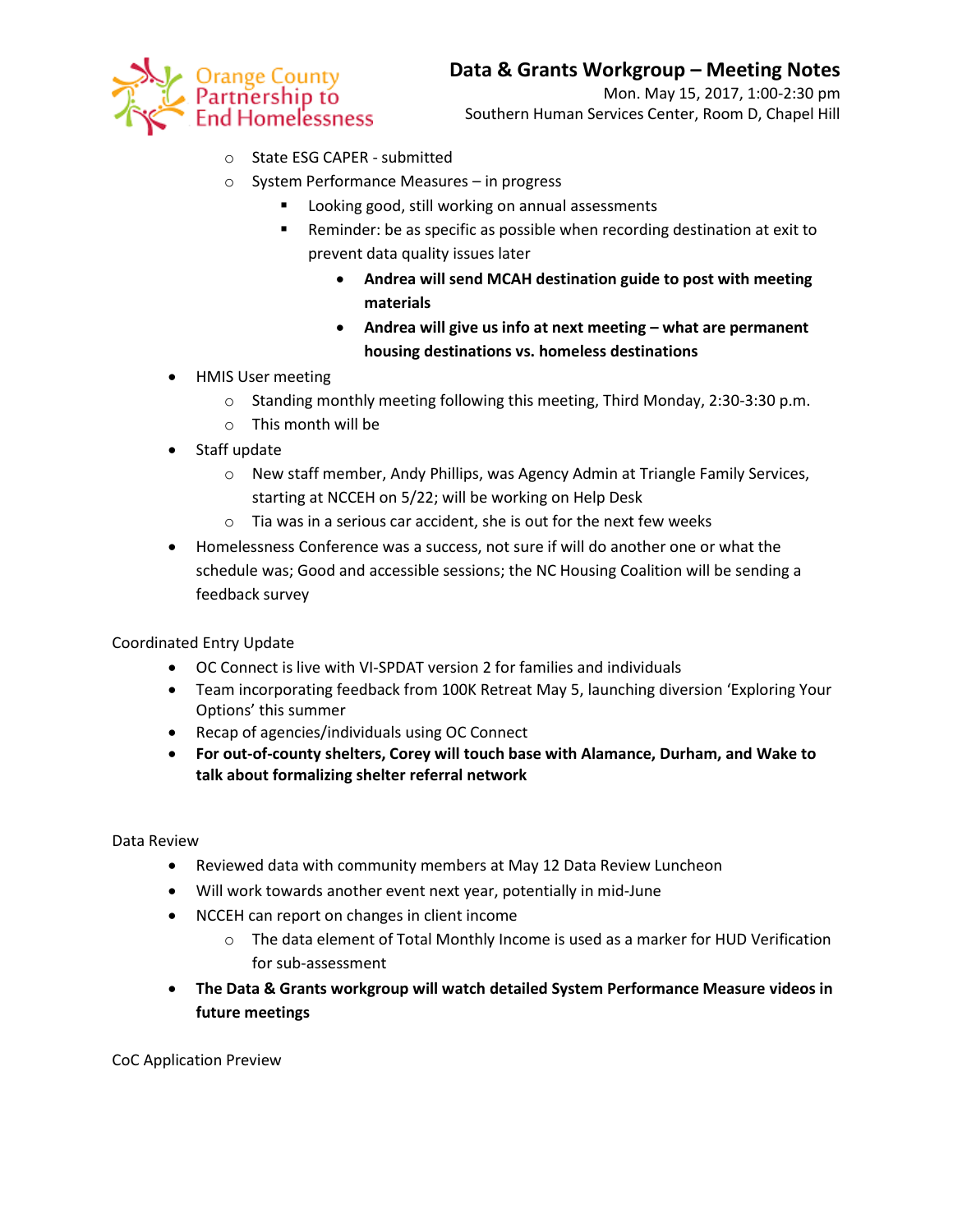- State ESG CAPER - submitted
    - System Performance Measures – in progress
        - Looking good, still working on annual assessments
        - Reminder: be as specific as possible when recording destination at exit to prevent data quality issues later
            - **Andrea will send MCAH destination guide to post with meeting materials**
            - **Andrea will give us info at next meeting – what are permanent housing destinations vs. homeless destinations**
- HMIS User meeting
    - Standing monthly meeting following this meeting, Third Monday, 2:30-3:30 p.m.
    - This month will be
- Staff update
    - New staff member, Andy Phillips, was Agency Admin at Triangle Family Services, starting at NCCEH on 5/22; will be working on Help Desk
    - Tia was in a serious car accident, she is out for the next few weeks
- Homelessness Conference was a success, not sure if will do another one or what the schedule was; Good and accessible sessions; the NC Housing Coalition will be sending a feedback survey

Coordinated Entry Update

- OC Connect is live with VI-SPDAT version 2 for families and individuals
- Team incorporating feedback from 100K Retreat May 5, launching diversion 'Exploring Your Options' this summer
- Recap of agencies/individuals using OC Connect
- **For out-of-county shelters, Corey will touch base with Alamance, Durham, and Wake to talk about formalizing shelter referral network**

Data Review

- Reviewed data with community members at May 12 Data Review Luncheon
- Will work towards another event next year, potentially in mid-June
- NCCEH can report on changes in client income
    - The data element of Total Monthly Income is used as a marker for HUD Verification for sub-assessment
- **The Data & Grants workgroup will watch detailed System Performance Measure videos in future meetings**

CoC Application Preview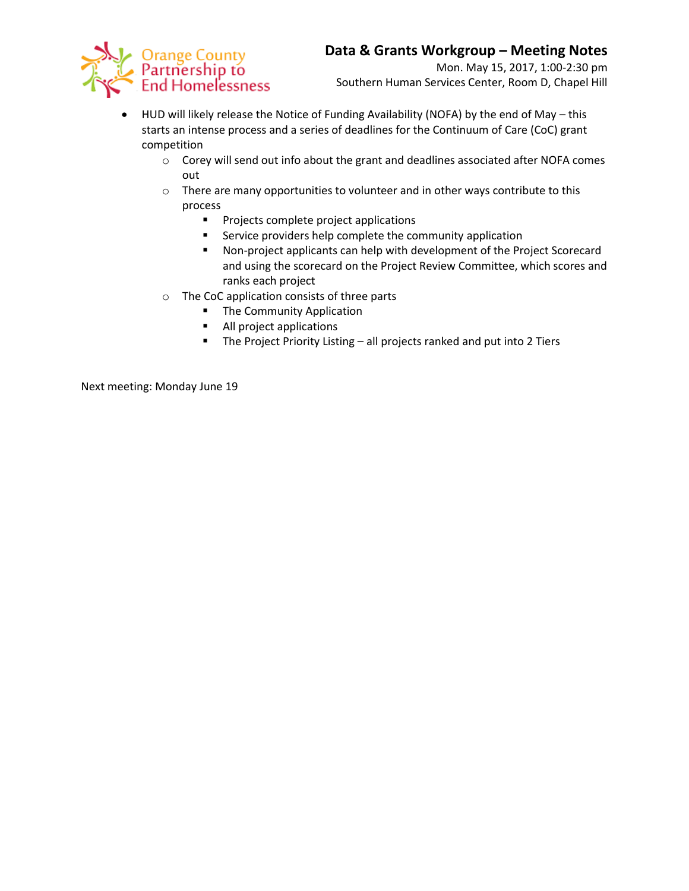- HUD will likely release the Notice of Funding Availability (NOFA) by the end of May – this starts an intense process and a series of deadlines for the Continuum of Care (CoC) grant competition
  - Corey will send out info about the grant and deadlines associated after NOFA comes out
  - There are many opportunities to volunteer and in other ways contribute to this process
    - Projects complete project applications
    - Service providers help complete the community application
    - Non-project applicants can help with development of the Project Scorecard and using the scorecard on the Project Review Committee, which scores and ranks each project
  - The CoC application consists of three parts
    - The Community Application
    - All project applications
    - The Project Priority Listing – all projects ranked and put into 2 Tiers

Next meeting: Monday June 19